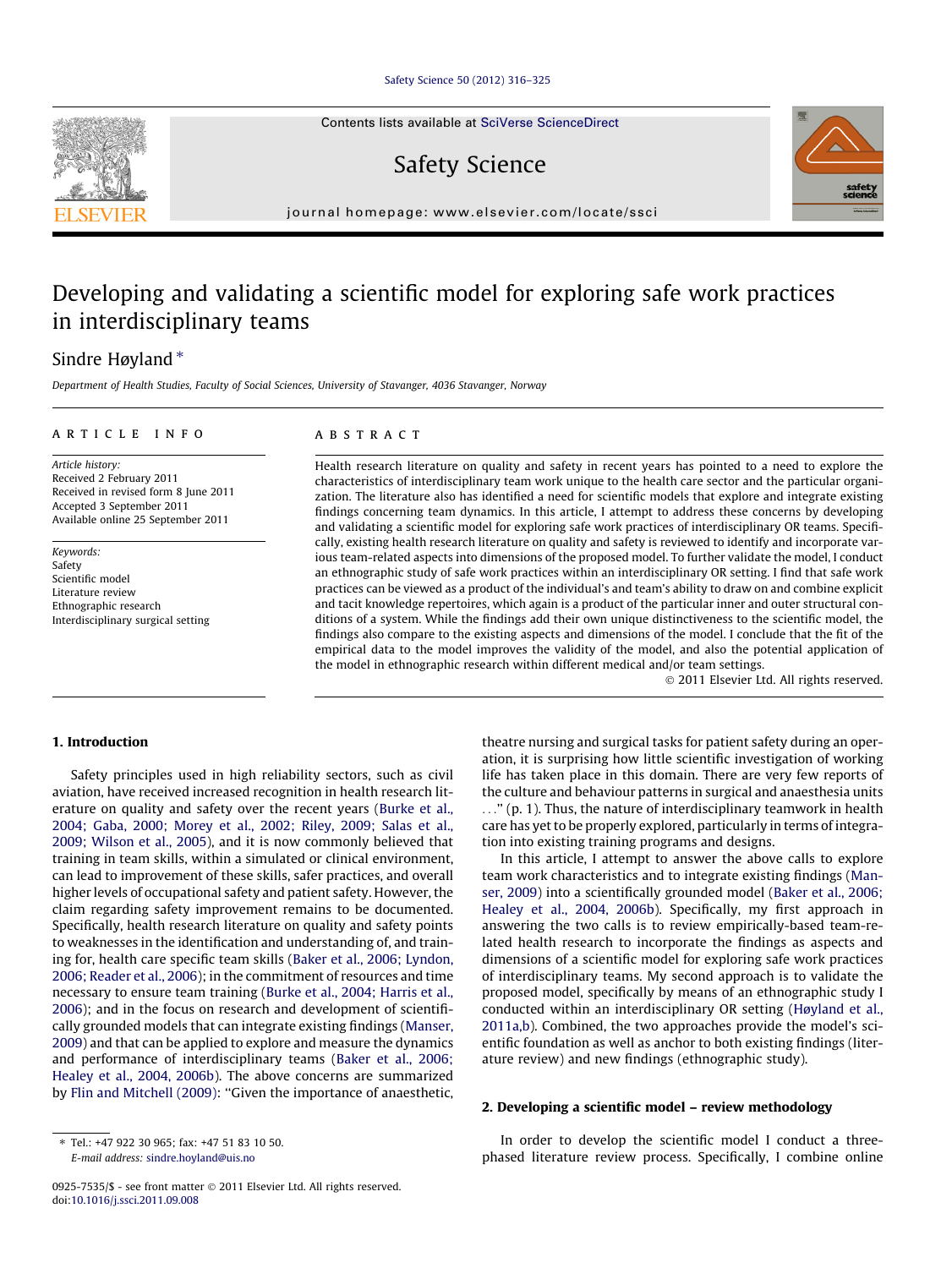# Developing and validating a scientific model for exploring safe work practices in interdisciplinary teams

Sindre Høyland *

*Department of Health Studies, Faculty of Social Sciences, University of Stavanger, 4036 Stavanger, Norway*

## ARTICLE INFO

*Article history:*
Received 2 February 2011
Received in revised form 8 June 2011
Accepted 3 September 2011
Available online 25 September 2011

*Keywords:*
Safety
Scientific model
Literature review
Ethnographic research
Interdisciplinary surgical setting

## ABSTRACT

Health research literature on quality and safety in recent years has pointed to a need to explore the characteristics of interdisciplinary team work unique to the health care sector and the particular organization. The literature also has identified a need for scientific models that explore and integrate existing findings concerning team dynamics. In this article, I attempt to address these concerns by developing and validating a scientific model for exploring safe work practices of interdisciplinary OR teams. Specifically, existing health research literature on quality and safety is reviewed to identify and incorporate various team-related aspects into dimensions of the proposed model. To further validate the model, I conduct an ethnographic study of safe work practices within an interdisciplinary OR setting. I find that safe work practices can be viewed as a product of the individual's and team's ability to draw on and combine explicit and tacit knowledge repertoires, which again is a product of the particular inner and outer structural conditions of a system. While the findings add their own unique distinctiveness to the scientific model, the findings also compare to the existing aspects and dimensions of the model. I conclude that the fit of the empirical data to the model improves the validity of the model, and also the potential application of the model in ethnographic research within different medical and/or team settings.

© 2011 Elsevier Ltd. All rights reserved.

## 1. Introduction

Safety principles used in high reliability sectors, such as civil aviation, have received increased recognition in health research literature on quality and safety over the recent years (Burke et al., 2004; Gaba, 2000; Morey et al., 2002; Riley, 2009; Salas et al., 2009; Wilson et al., 2005), and it is now commonly believed that training in team skills, within a simulated or clinical environment, can lead to improvement of these skills, safer practices, and overall higher levels of occupational safety and patient safety. However, the claim regarding safety improvement remains to be documented. Specifically, health research literature on quality and safety points to weaknesses in the identification and understanding of, and training for, health care specific team skills (Baker et al., 2006; Lyndon, 2006; Reader et al., 2006); in the commitment of resources and time necessary to ensure team training (Burke et al., 2004; Harris et al., 2006); and in the focus on research and development of scientifically grounded models that can integrate existing findings (Manser, 2009) and that can be applied to explore and measure the dynamics and performance of interdisciplinary teams (Baker et al., 2006; Healey et al., 2004, 2006b). The above concerns are summarized by Flin and Mitchell (2009): "Given the importance of anaesthetic, theatre nursing and surgical tasks for patient safety during an operation, it is surprising how little scientific investigation of working life has taken place in this domain. There are very few reports of the culture and behaviour patterns in surgical and anaesthesia units ..." (p. 1). Thus, the nature of interdisciplinary teamwork in health care has yet to be properly explored, particularly in terms of integration into existing training programs and designs.

In this article, I attempt to answer the above calls to explore team work characteristics and to integrate existing findings (Manser, 2009) into a scientifically grounded model (Baker et al., 2006; Healey et al., 2004, 2006b). Specifically, my first approach in answering the two calls is to review empirically-based team-related health research to incorporate the findings as aspects and dimensions of a scientific model for exploring safe work practices of interdisciplinary teams. My second approach is to validate the proposed model, specifically by means of an ethnographic study I conducted within an interdisciplinary OR setting (Høyland et al., 2011a,b). Combined, the two approaches provide the model's scientific foundation as well as anchor to both existing findings (literature review) and new findings (ethnographic study).

## 2. Developing a scientific model – review methodology

In order to develop the scientific model I conduct a three-phased literature review process. Specifically, I combine online

* Tel.: +47 922 30 965; fax: +47 51 83 10 50.
E-mail address: sindre.hoyland@uis.no

0925-7535/$ - see front matter © 2011 Elsevier Ltd. All rights reserved.
doi:10.1016/j.ssci.2011.09.008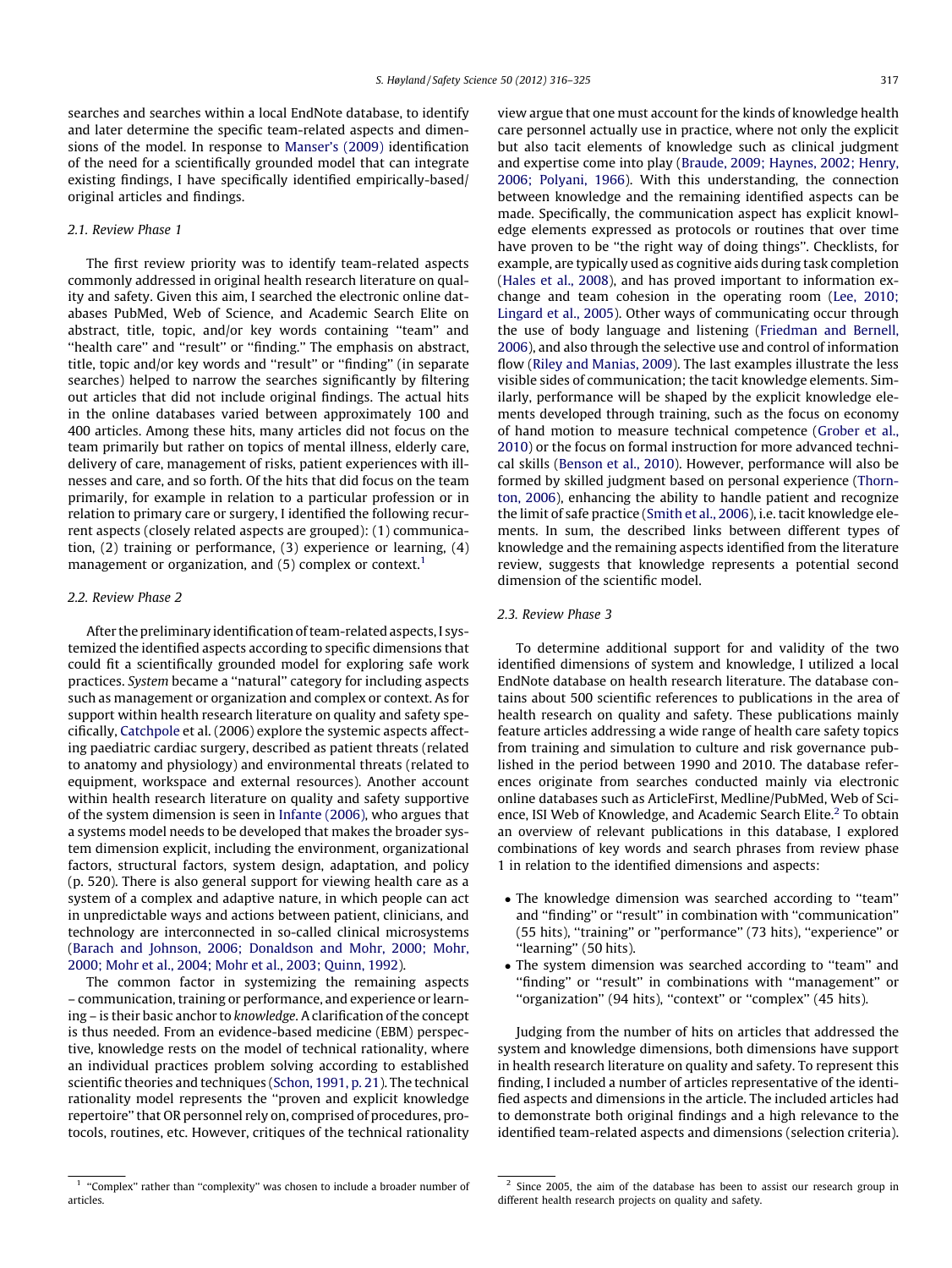searches and searches within a local EndNote database, to identify and later determine the specific team-related aspects and dimensions of the model. In response to Manser's (2009) identification of the need for a scientifically grounded model that can integrate existing findings, I have specifically identified empirically-based/original articles and findings.

### 2.1. Review Phase 1

The first review priority was to identify team-related aspects commonly addressed in original health research literature on quality and safety. Given this aim, I searched the electronic online databases PubMed, Web of Science, and Academic Search Elite on abstract, title, topic, and/or key words containing "team" and "health care" and "result" or "finding." The emphasis on abstract, title, topic and/or key words and "result" or "finding" (in separate searches) helped to narrow the searches significantly by filtering out articles that did not include original findings. The actual hits in the online databases varied between approximately 100 and 400 articles. Among these hits, many articles did not focus on the team primarily but rather on topics of mental illness, elderly care, delivery of care, management of risks, patient experiences with illnesses and care, and so forth. Of the hits that did focus on the team primarily, for example in relation to a particular profession or in relation to primary care or surgery, I identified the following recurrent aspects (closely related aspects are grouped): (1) communication, (2) training or performance, (3) experience or learning, (4) management or organization, and (5) complex or context.[1]

### 2.2. Review Phase 2

After the preliminary identification of team-related aspects, I systemized the identified aspects according to specific dimensions that could fit a scientifically grounded model for exploring safe work practices. *System* became a "natural" category for including aspects such as management or organization and complex or context. As for support within health research literature on quality and safety specifically, Catchpole et al. (2006) explore the systemic aspects affecting paediatric cardiac surgery, described as patient threats (related to anatomy and physiology) and environmental threats (related to equipment, workspace and external resources). Another account within health research literature on quality and safety supportive of the system dimension is seen in Infante (2006), who argues that a systems model needs to be developed that makes the broader system dimension explicit, including the environment, organizational factors, structural factors, system design, adaptation, and policy (p. 520). There is also general support for viewing health care as a system of a complex and adaptive nature, in which people can act in unpredictable ways and actions between patient, clinicians, and technology are interconnected in so-called clinical microsystems (Barach and Johnson, 2006; Donaldson and Mohr, 2000; Mohr, 2000; Mohr et al., 2004; Mohr et al., 2003; Quinn, 1992).

The common factor in systemizing the remaining aspects – communication, training or performance, and experience or learning – is their basic anchor to *knowledge*. A clarification of the concept is thus needed. From an evidence-based medicine (EBM) perspective, knowledge rests on the model of technical rationality, where an individual practices problem solving according to established scientific theories and techniques (Schon, 1991, p. 21). The technical rationality model represents the "proven and explicit knowledge repertoire" that OR personnel rely on, comprised of procedures, protocols, routines, etc. However, critiques of the technical rationality view argue that one must account for the kinds of knowledge health care personnel actually use in practice, where not only the explicit but also tacit elements of knowledge such as clinical judgment and expertise come into play (Braude, 2009; Haynes, 2002; Henry, 2006; Polyani, 1966). With this understanding, the connection between knowledge and the remaining identified aspects can be made. Specifically, the communication aspect has explicit knowledge elements expressed as protocols or routines that over time have proven to be "the right way of doing things". Checklists, for example, are typically used as cognitive aids during task completion (Hales et al., 2008), and has proved important to information exchange and team cohesion in the operating room (Lee, 2010; Lingard et al., 2005). Other ways of communicating occur through the use of body language and listening (Friedman and Bernell, 2006), and also through the selective use and control of information flow (Riley and Manias, 2009). The last examples illustrate the less visible sides of communication; the tacit knowledge elements. Similarly, performance will be shaped by the explicit knowledge elements developed through training, such as the focus on economy of hand motion to measure technical competence (Grober et al., 2010) or the focus on formal instruction for more advanced technical skills (Benson et al., 2010). However, performance will also be formed by skilled judgment based on personal experience (Thornton, 2006), enhancing the ability to handle patient and recognize the limit of safe practice (Smith et al., 2006), i.e. tacit knowledge elements. In sum, the described links between different types of knowledge and the remaining aspects identified from the literature review, suggests that knowledge represents a potential second dimension of the scientific model.

### 2.3. Review Phase 3

To determine additional support for and validity of the two identified dimensions of system and knowledge, I utilized a local EndNote database on health research literature. The database contains about 500 scientific references to publications in the area of health research on quality and safety. These publications mainly feature articles addressing a wide range of health care safety topics from training and simulation to culture and risk governance published in the period between 1990 and 2010. The database references originate from searches conducted mainly via electronic online databases such as ArticleFirst, Medline/PubMed, Web of Science, ISI Web of Knowledge, and Academic Search Elite.[2] To obtain an overview of relevant publications in this database, I explored combinations of key words and search phrases from review phase 1 in relation to the identified dimensions and aspects:

- The knowledge dimension was searched according to "team" and "finding" or "result" in combination with "communication" (55 hits), "training" or "performance" (73 hits), "experience" or "learning" (50 hits).
- The system dimension was searched according to "team" and "finding" or "result" in combinations with "management" or "organization" (94 hits), "context" or "complex" (45 hits).

Judging from the number of hits on articles that addressed the system and knowledge dimensions, both dimensions have support in health research literature on quality and safety. To represent this finding, I included a number of articles representative of the identified aspects and dimensions in the article. The included articles had to demonstrate both original findings and a high relevance to the identified team-related aspects and dimensions (selection criteria).

---

[1] "Complex" rather than "complexity" was chosen to include a broader number of articles.

[2] Since 2005, the aim of the database has been to assist our research group in different health research projects on quality and safety.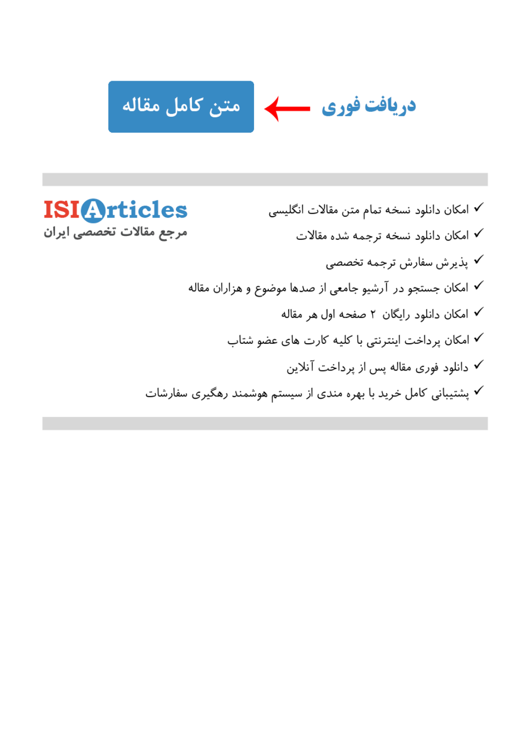دریافت فوری ← **متن کامل مقاله**

**ISIArticles**
مرجع مقالات تخصصی ایران

- ✓ امکان دانلود نسخه تمام متن مقالات انگلیسی
- ✓ امکان دانلود نسخه ترجمه شده مقالات
- ✓ پذیرش سفارش ترجمه تخصصی
- ✓ امکان جستجو در آرشیو جامعی از صدها موضوع و هزاران مقاله
- ✓ امکان دانلود رایگان ۲ صفحه اول هر مقاله
- ✓ امکان پرداخت اینترنتی با کلیه کارت های عضو شتاب
- ✓ دانلود فوری مقاله پس از پرداخت آنلاین
- ✓ پشتیبانی کامل خرید با بهره مندی از سیستم هوشمند رهگیری سفارشات